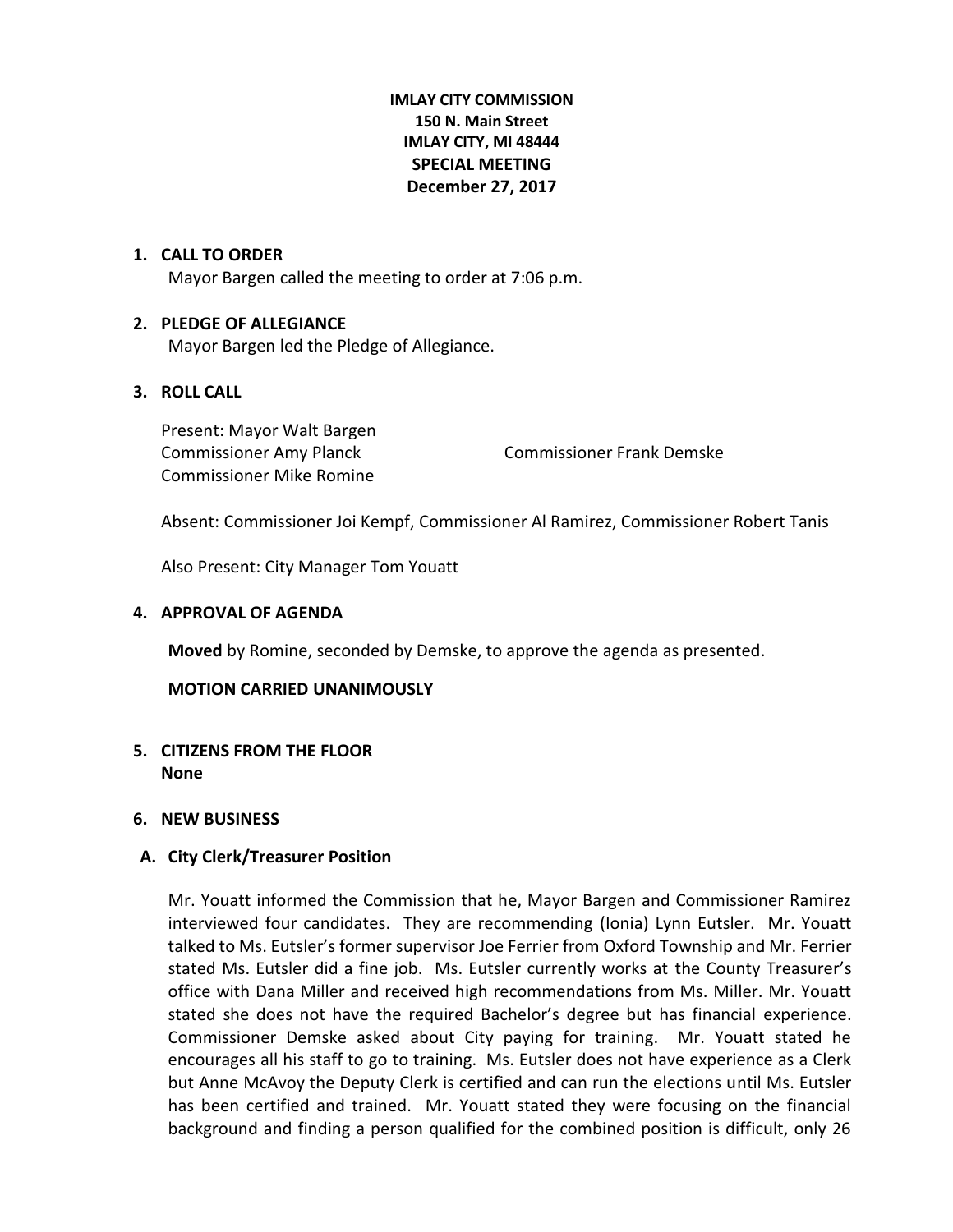**IMLAY CITY COMMISSION**
**150 N. Main Street**
**IMLAY CITY, MI 48444**
**SPECIAL MEETING**
**December 27, 2017**

1. **CALL TO ORDER**
   Mayor Bargen called the meeting to order at 7:06 p.m.

2. **PLEDGE OF ALLEGIANCE**
   Mayor Bargen led the Pledge of Allegiance.

3. **ROLL CALL**

   Present: Mayor Walt Bargen
   Commissioner Amy Planck
   Commissioner Frank Demske
   Commissioner Mike Romine

   Absent: Commissioner Joi Kempf, Commissioner Al Ramirez, Commissioner Robert Tanis

   Also Present: City Manager Tom Youatt

4. **APPROVAL OF AGENDA**

   **Moved** by Romine, seconded by Demske, to approve the agenda as presented.

   **MOTION CARRIED UNANIMOUSLY**

5. **CITIZENS FROM THE FLOOR**
   **None**

6. **NEW BUSINESS**

**A. City Clerk/Treasurer Position**

Mr. Youatt informed the Commission that he, Mayor Bargen and Commissioner Ramirez interviewed four candidates. They are recommending (Ionia) Lynn Eutsler. Mr. Youatt talked to Ms. Eutsler's former supervisor Joe Ferrier from Oxford Township and Mr. Ferrier stated Ms. Eutsler did a fine job. Ms. Eutsler currently works at the County Treasurer's office with Dana Miller and received high recommendations from Ms. Miller. Mr. Youatt stated she does not have the required Bachelor's degree but has financial experience. Commissioner Demske asked about City paying for training. Mr. Youatt stated he encourages all his staff to go to training. Ms. Eutsler does not have experience as a Clerk but Anne McAvoy the Deputy Clerk is certified and can run the elections until Ms. Eutsler has been certified and trained. Mr. Youatt stated they were focusing on the financial background and finding a person qualified for the combined position is difficult, only 26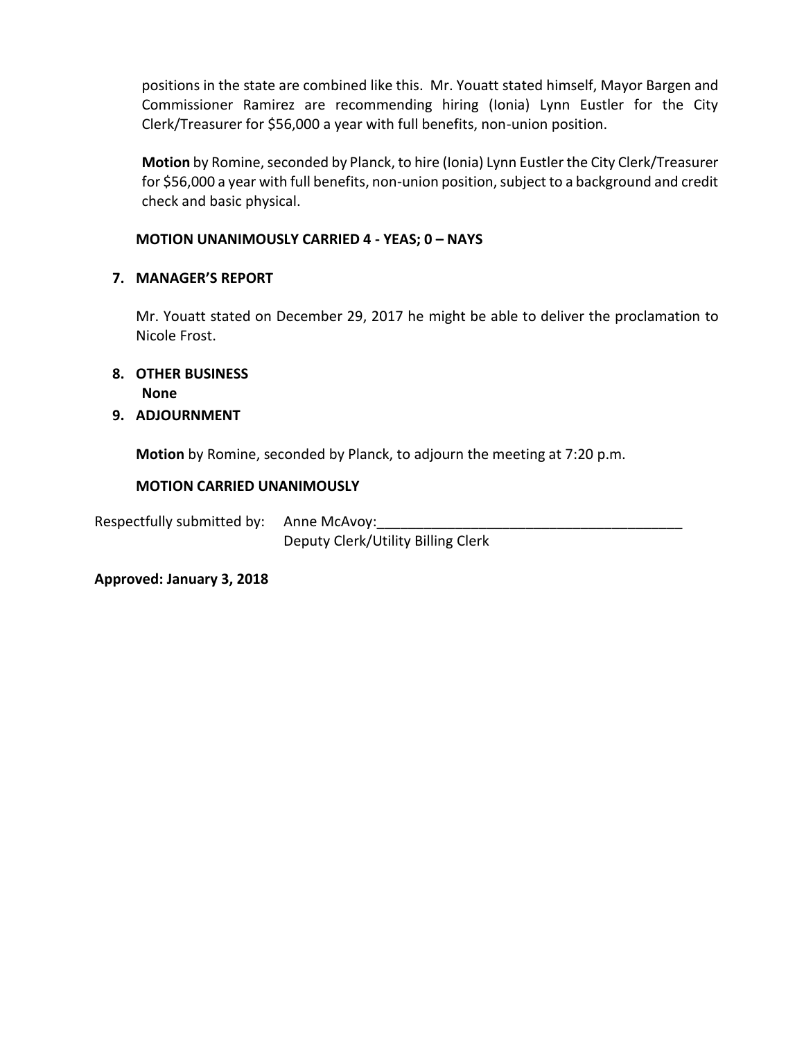positions in the state are combined like this. Mr. Youatt stated himself, Mayor Bargen and Commissioner Ramirez are recommending hiring (Ionia) Lynn Eustler for the City Clerk/Treasurer for $56,000 a year with full benefits, non-union position.

**Motion** by Romine, seconded by Planck, to hire (Ionia) Lynn Eustler the City Clerk/Treasurer for $56,000 a year with full benefits, non-union position, subject to a background and credit check and basic physical.

**MOTION UNANIMOUSLY CARRIED 4 - YEAS; 0 – NAYS**

**7. MANAGER'S REPORT**

Mr. Youatt stated on December 29, 2017 he might be able to deliver the proclamation to Nicole Frost.

**8. OTHER BUSINESS**

**None**

**9. ADJOURNMENT**

**Motion** by Romine, seconded by Planck, to adjourn the meeting at 7:20 p.m.

**MOTION CARRIED UNANIMOUSLY**

Respectfully submitted by: Anne McAvoy:________________________________________
Deputy Clerk/Utility Billing Clerk

**Approved: January 3, 2018**